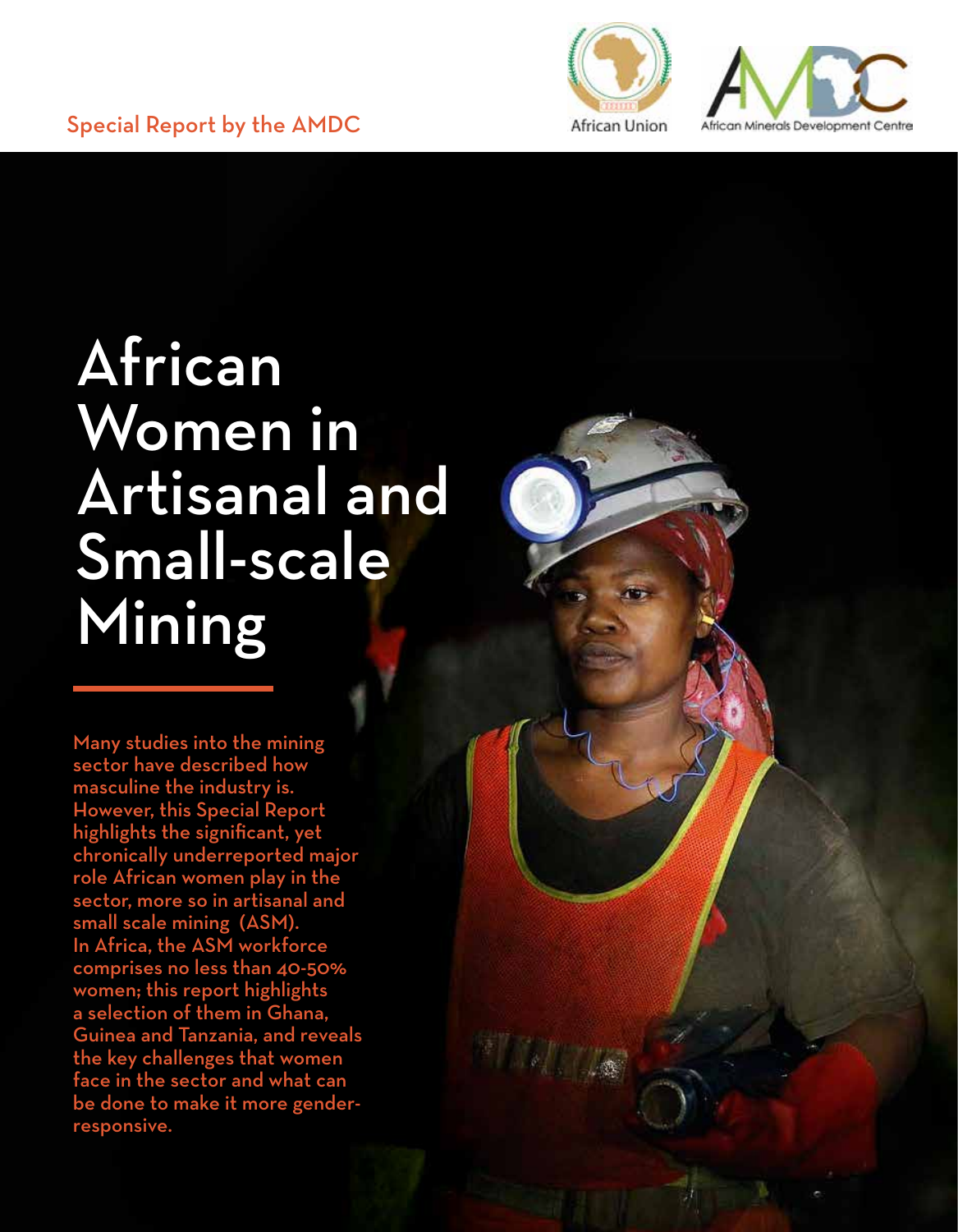Special Report by the AMDC

African Union

African Minerals Development Centre

# African Women in Artisanal and Small-scale Mining

Many studies into the mining sector have described how masculine the industry is. However, this Special Report highlights the significant, yet chronically underreported major role African women play in the sector, more so in artisanal and small scale mining (ASM). In Africa, the ASM workforce comprises no less than 40-50% women; this report highlights a selection of them in Ghana, Guinea and Tanzania, and reveals the key challenges that women face in the sector and what can be done to make it more gender-responsive.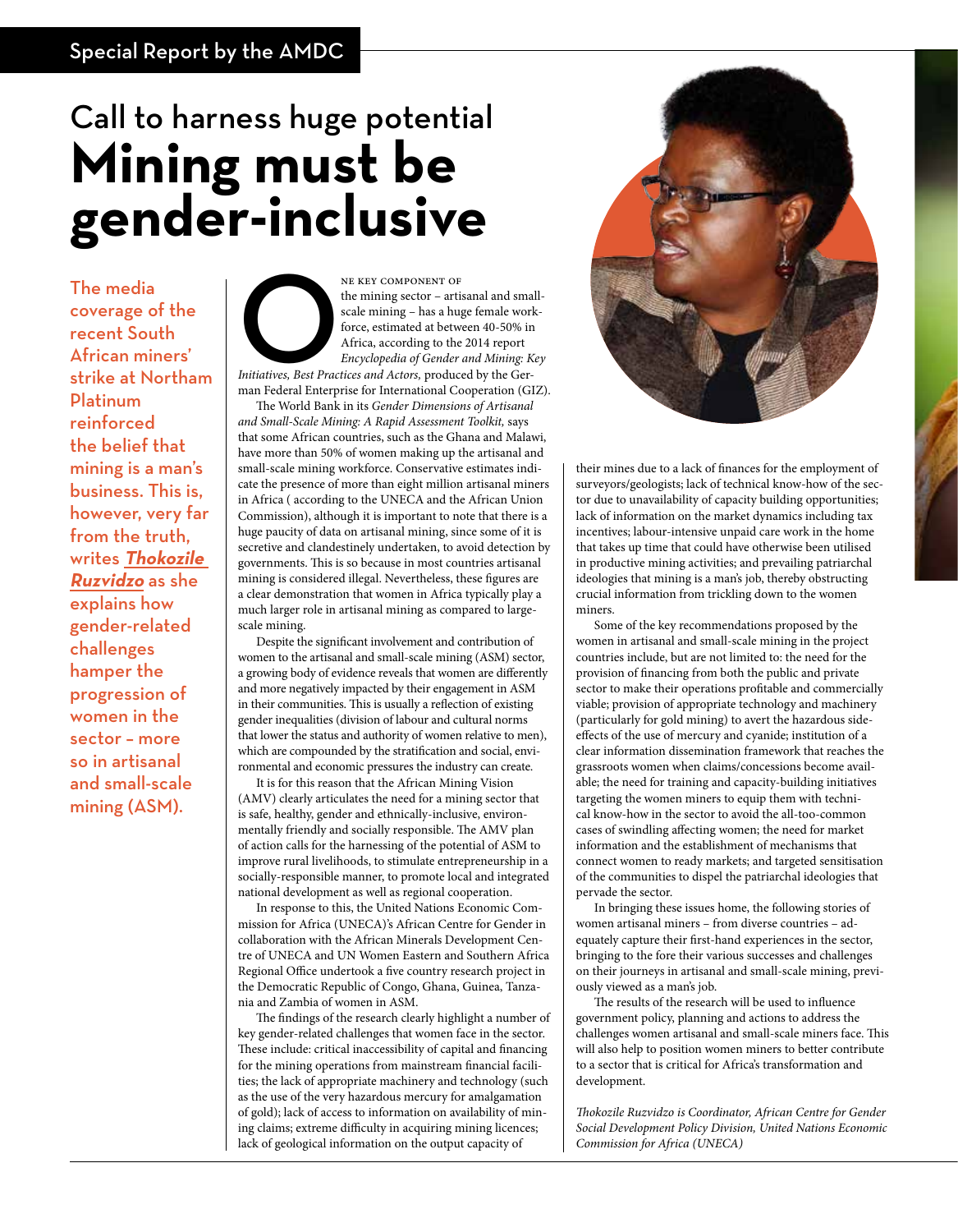Special Report by the AMDC

# Call to harness huge potential

# Mining must be gender-inclusive

The media coverage of the recent South African miners' strike at Northam Platinum reinforced the belief that mining is a man's business. This is, however, very far from the truth, writes ***Thokozile Ruzvidzo*** as she explains how gender-related challenges hamper the progression of women in the sector – more so in artisanal and small-scale mining (ASM).

One key component of the mining sector – artisanal and small-scale mining – has a huge female workforce, estimated at between 40-50% in Africa, according to the 2014 report *Encyclopedia of Gender and Mining: Key Initiatives, Best Practices and Actors,* produced by the German Federal Enterprise for International Cooperation (GIZ).

The World Bank in its *Gender Dimensions of Artisanal and Small-Scale Mining: A Rapid Assessment Toolkit,* says that some African countries, such as the Ghana and Malawi, have more than 50% of women making up the artisanal and small-scale mining workforce. Conservative estimates indicate the presence of more than eight million artisanal miners in Africa ( according to the UNECA and the African Union Commission), although it is important to note that there is a huge paucity of data on artisanal mining, since some of it is secretive and clandestinely undertaken, to avoid detection by governments. This is so because in most countries artisanal mining is considered illegal. Nevertheless, these figures are a clear demonstration that women in Africa typically play a much larger role in artisanal mining as compared to large-scale mining.

Despite the significant involvement and contribution of women to the artisanal and small-scale mining (ASM) sector, a growing body of evidence reveals that women are differently and more negatively impacted by their engagement in ASM in their communities. This is usually a reflection of existing gender inequalities (division of labour and cultural norms that lower the status and authority of women relative to men), which are compounded by the stratification and social, environmental and economic pressures the industry can create.

It is for this reason that the African Mining Vision (AMV) clearly articulates the need for a mining sector that is safe, healthy, gender and ethnically-inclusive, environmentally friendly and socially responsible. The AMV plan of action calls for the harnessing of the potential of ASM to improve rural livelihoods, to stimulate entrepreneurship in a socially-responsible manner, to promote local and integrated national development as well as regional cooperation.

In response to this, the United Nations Economic Commission for Africa (UNECA)'s African Centre for Gender in collaboration with the African Minerals Development Centre of UNECA and UN Women Eastern and Southern Africa Regional Office undertook a five country research project in the Democratic Republic of Congo, Ghana, Guinea, Tanzania and Zambia of women in ASM.

The findings of the research clearly highlight a number of key gender-related challenges that women face in the sector. These include: critical inaccessibility of capital and financing for the mining operations from mainstream financial facilities; the lack of appropriate machinery and technology (such as the use of the very hazardous mercury for amalgamation of gold); lack of access to information on availability of mining claims; extreme difficulty in acquiring mining licences; lack of geological information on the output capacity of their mines due to a lack of finances for the employment of surveyors/geologists; lack of technical know-how of the sector due to unavailability of capacity building opportunities; lack of information on the market dynamics including tax incentives; labour-intensive unpaid care work in the home that takes up time that could have otherwise been utilised in productive mining activities; and prevailing patriarchal ideologies that mining is a man's job, thereby obstructing crucial information from trickling down to the women miners.

Some of the key recommendations proposed by the women in artisanal and small-scale mining in the project countries include, but are not limited to: the need for the provision of financing from both the public and private sector to make their operations profitable and commercially viable; provision of appropriate technology and machinery (particularly for gold mining) to avert the hazardous side-effects of the use of mercury and cyanide; institution of a clear information dissemination framework that reaches the grassroots women when claims/concessions become available; the need for training and capacity-building initiatives targeting the women miners to equip them with technical know-how in the sector to avoid the all-too-common cases of swindling affecting women; the need for market information and the establishment of mechanisms that connect women to ready markets; and targeted sensitisation of the communities to dispel the patriarchal ideologies that pervade the sector.

In bringing these issues home, the following stories of women artisanal miners – from diverse countries – adequately capture their first-hand experiences in the sector, bringing to the fore their various successes and challenges on their journeys in artisanal and small-scale mining, previously viewed as a man's job.

The results of the research will be used to influence government policy, planning and actions to address the challenges women artisanal and small-scale miners face. This will also help to position women miners to better contribute to a sector that is critical for Africa's transformation and development.

*Thokozile Ruzvidzo is Coordinator, African Centre for Gender Social Development Policy Division, United Nations Economic Commission for Africa (UNECA)*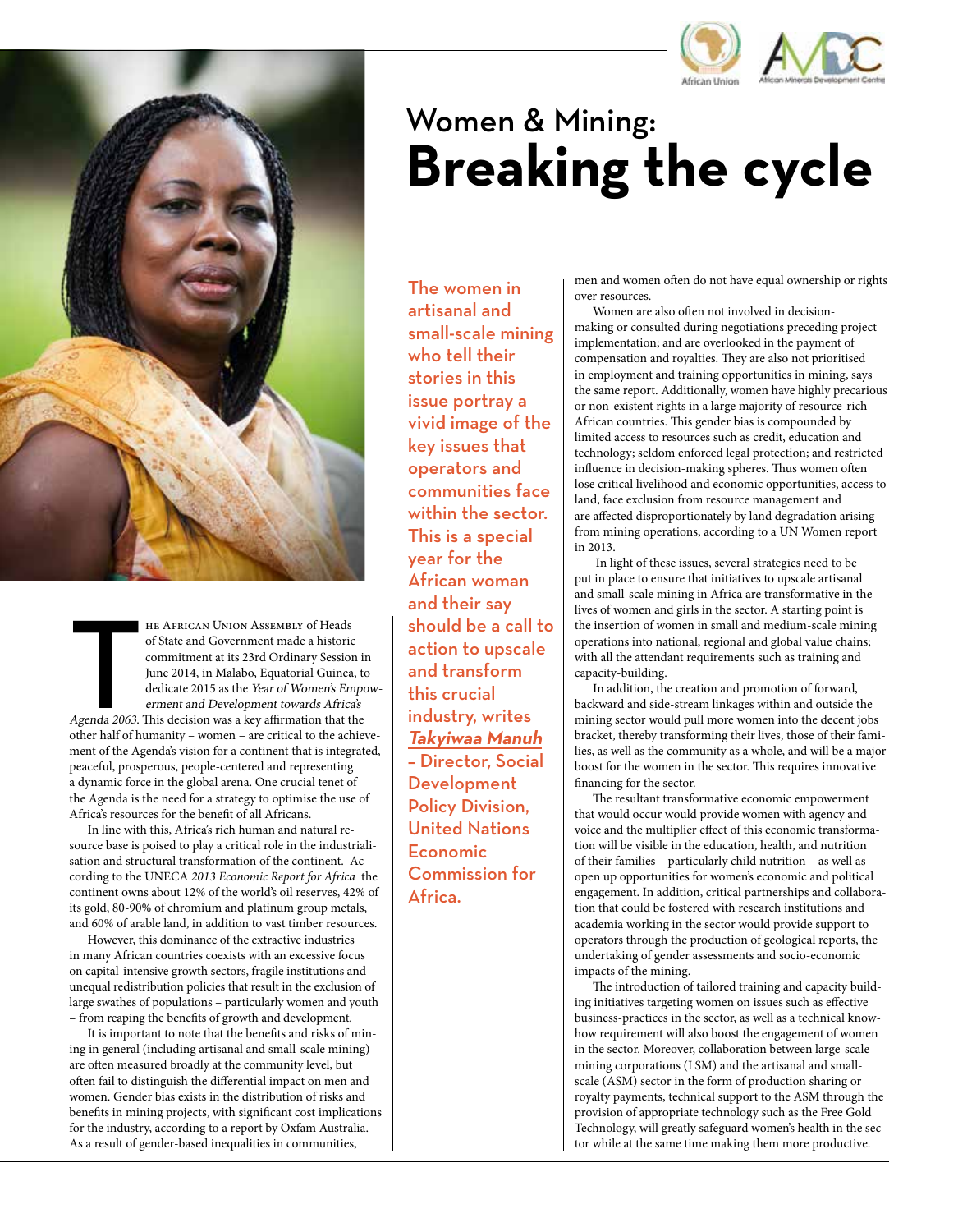# Women & Mining: Breaking the cycle

**The women in artisanal and small-scale mining who tell their stories in this issue portray a vivid image of the key issues that operators and communities face within the sector. This is a special year for the African woman and their say should be a call to action to upscale and transform this crucial industry, writes *Takyiwaa Manuh* – Director, Social Development Policy Division, United Nations Economic Commission for Africa.**

The African Union Assembly of Heads of State and Government made a historic commitment at its 23rd Ordinary Session in June 2014, in Malabo, Equatorial Guinea, to dedicate 2015 as the *Year of Women's Empowerment and Development towards Africa's Agenda 2063*. This decision was a key affirmation that the other half of humanity – women – are critical to the achievement of the Agenda's vision for a continent that is integrated, peaceful, prosperous, people-centered and representing a dynamic force in the global arena. One crucial tenet of the Agenda is the need for a strategy to optimise the use of Africa's resources for the benefit of all Africans.

In line with this, Africa's rich human and natural resource base is poised to play a critical role in the industrialisation and structural transformation of the continent. According to the UNECA *2013 Economic Report for Africa* the continent owns about 12% of the world's oil reserves, 42% of its gold, 80-90% of chromium and platinum group metals, and 60% of arable land, in addition to vast timber resources.

However, this dominance of the extractive industries in many African countries coexists with an excessive focus on capital-intensive growth sectors, fragile institutions and unequal redistribution policies that result in the exclusion of large swathes of populations – particularly women and youth – from reaping the benefits of growth and development.

It is important to note that the benefits and risks of mining in general (including artisanal and small-scale mining) are often measured broadly at the community level, but often fail to distinguish the differential impact on men and women. Gender bias exists in the distribution of risks and benefits in mining projects, with significant cost implications for the industry, according to a report by Oxfam Australia. As a result of gender-based inequalities in communities, men and women often do not have equal ownership or rights over resources.

Women are also often not involved in decision-making or consulted during negotiations preceding project implementation; and are overlooked in the payment of compensation and royalties. They are also not prioritised in employment and training opportunities in mining, says the same report. Additionally, women have highly precarious or non-existent rights in a large majority of resource-rich African countries. This gender bias is compounded by limited access to resources such as credit, education and technology; seldom enforced legal protection; and restricted influence in decision-making spheres. Thus women often lose critical livelihood and economic opportunities, access to land, face exclusion from resource management and are affected disproportionately by land degradation arising from mining operations, according to a UN Women report in 2013.

In light of these issues, several strategies need to be put in place to ensure that initiatives to upscale artisanal and small-scale mining in Africa are transformative in the lives of women and girls in the sector. A starting point is the insertion of women in small and medium-scale mining operations into national, regional and global value chains; with all the attendant requirements such as training and capacity-building.

In addition, the creation and promotion of forward, backward and side-stream linkages within and outside the mining sector would pull more women into the decent jobs bracket, thereby transforming their lives, those of their families, as well as the community as a whole, and will be a major boost for the women in the sector. This requires innovative financing for the sector.

The resultant transformative economic empowerment that would occur would provide women with agency and voice and the multiplier effect of this economic transformation will be visible in the education, health, and nutrition of their families – particularly child nutrition – as well as open up opportunities for women's economic and political engagement. In addition, critical partnerships and collaboration that could be fostered with research institutions and academia working in the sector would provide support to operators through the production of geological reports, the undertaking of gender assessments and socio-economic impacts of the mining.

The introduction of tailored training and capacity building initiatives targeting women on issues such as effective business-practices in the sector, as well as a technical know-how requirement will also boost the engagement of women in the sector. Moreover, collaboration between large-scale mining corporations (LSM) and the artisanal and small-scale (ASM) sector in the form of production sharing or royalty payments, technical support to the ASM through the provision of appropriate technology such as the Free Gold Technology, will greatly safeguard women's health in the sector while at the same time making them more productive.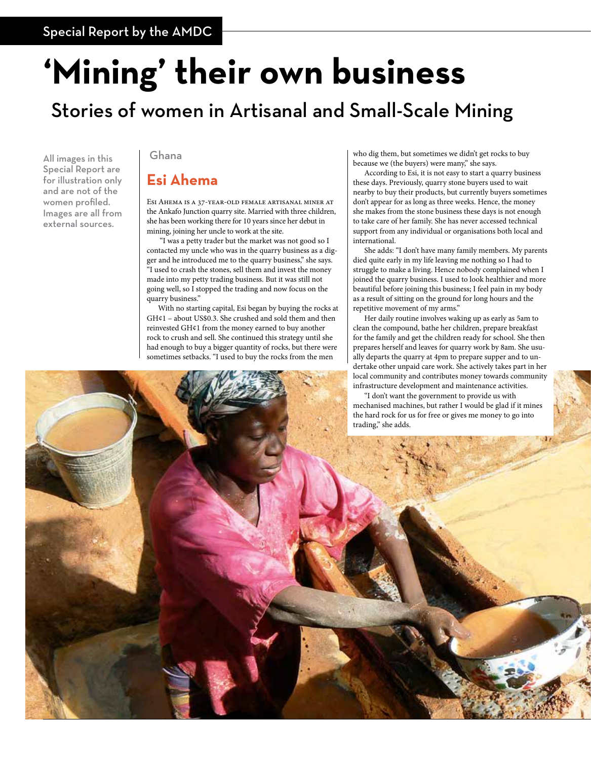Special Report by the AMDC

# 'Mining' their own business

## Stories of women in Artisanal and Small-Scale Mining

All images in this Special Report are for illustration only and are not of the women profiled. Images are all from external sources.

Ghana

### Esi Ahema

Esi Ahema is a 37-year-old female artisanal miner at the Ankafo Junction quarry site. Married with three children, she has been working there for 10 years since her debut in mining, joining her uncle to work at the site.

"I was a petty trader but the market was not good so I contacted my uncle who was in the quarry business as a digger and he introduced me to the quarry business," she says. "I used to crash the stones, sell them and invest the money made into my petty trading business. But it was still not going well, so I stopped the trading and now focus on the quarry business."

With no starting capital, Esi began by buying the rocks at GH¢1 – about US$0.3. She crushed and sold them and then reinvested GH¢1 from the money earned to buy another rock to crush and sell. She continued this strategy until she had enough to buy a bigger quantity of rocks, but there were sometimes setbacks. "I used to buy the rocks from the men who dig them, but sometimes we didn't get rocks to buy because we (the buyers) were many," she says.

According to Esi, it is not easy to start a quarry business these days. Previously, quarry stone buyers used to wait nearby to buy their products, but currently buyers sometimes don't appear for as long as three weeks. Hence, the money she makes from the stone business these days is not enough to take care of her family. She has never accessed technical support from any individual or organisations both local and international.

She adds: "I don't have many family members. My parents died quite early in my life leaving me nothing so I had to struggle to make a living. Hence nobody complained when I joined the quarry business. I used to look healthier and more beautiful before joining this business; I feel pain in my body as a result of sitting on the ground for long hours and the repetitive movement of my arms."

Her daily routine involves waking up as early as 5am to clean the compound, bathe her children, prepare breakfast for the family and get the children ready for school. She then prepares herself and leaves for quarry work by 8am. She usually departs the quarry at 4pm to prepare supper and to undertake other unpaid care work. She actively takes part in her local community and contributes money towards community infrastructure development and maintenance activities.

"I don't want the government to provide us with mechanised machines, but rather I would be glad if it mines the hard rock for us for free or gives me money to go into trading," she adds.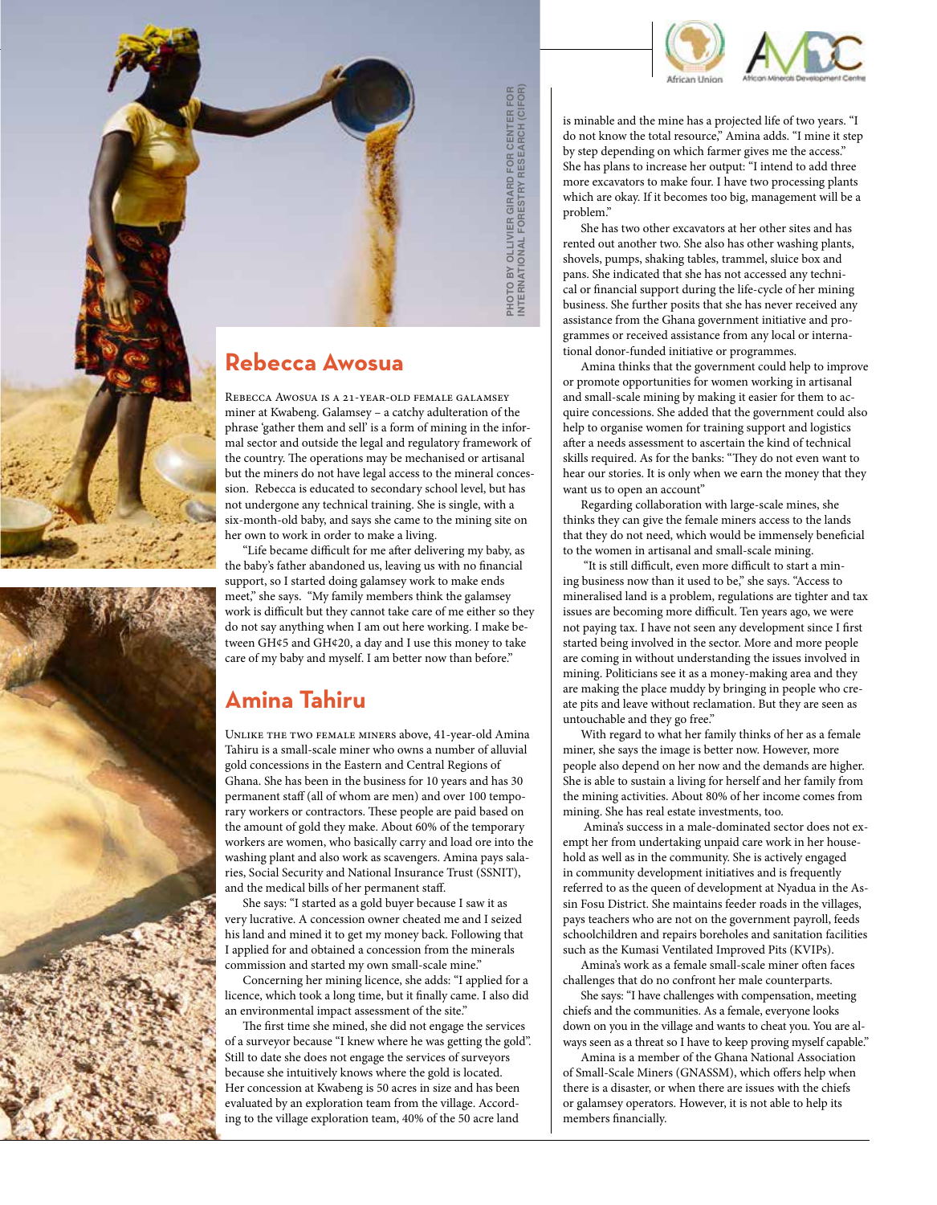PHOTO BY OLLIVIER GIRARD FOR CENTER FOR INTERNATIONAL FORESTRY RESEARCH (CIFOR)

## Rebecca Awosua

Rebecca Awosua is a 21-year-old female galamsey miner at Kwabeng. Galamsey – a catchy adulteration of the phrase 'gather them and sell' is a form of mining in the informal sector and outside the legal and regulatory framework of the country. The operations may be mechanised or artisanal but the miners do not have legal access to the mineral concession. Rebecca is educated to secondary school level, but has not undergone any technical training. She is single, with a six-month-old baby, and says she came to the mining site on her own to work in order to make a living.

"Life became difficult for me after delivering my baby, as the baby's father abandoned us, leaving us with no financial support, so I started doing galamsey work to make ends meet," she says. "My family members think the galamsey work is difficult but they cannot take care of me either so they do not say anything when I am out here working. I make between GH¢5 and GH¢20, a day and I use this money to take care of my baby and myself. I am better now than before."

## Amina Tahiru

Unlike the two female miners above, 41-year-old Amina Tahiru is a small-scale miner who owns a number of alluvial gold concessions in the Eastern and Central Regions of Ghana. She has been in the business for 10 years and has 30 permanent staff (all of whom are men) and over 100 temporary workers or contractors. These people are paid based on the amount of gold they make. About 60% of the temporary workers are women, who basically carry and load ore into the washing plant and also work as scavengers. Amina pays salaries, Social Security and National Insurance Trust (SSNIT), and the medical bills of her permanent staff.

She says: "I started as a gold buyer because I saw it as very lucrative. A concession owner cheated me and I seized his land and mined it to get my money back. Following that I applied for and obtained a concession from the minerals commission and started my own small-scale mine."

Concerning her mining licence, she adds: "I applied for a licence, which took a long time, but it finally came. I also did an environmental impact assessment of the site."

The first time she mined, she did not engage the services of a surveyor because "I knew where he was getting the gold". Still to date she does not engage the services of surveyors because she intuitively knows where the gold is located. Her concession at Kwabeng is 50 acres in size and has been evaluated by an exploration team from the village. According to the village exploration team, 40% of the 50 acre land is minable and the mine has a projected life of two years. "I do not know the total resource," Amina adds. "I mine it step by step depending on which farmer gives me the access." She has plans to increase her output: "I intend to add three more excavators to make four. I have two processing plants which are okay. If it becomes too big, management will be a problem."

She has two other excavators at her other sites and has rented out another two. She also has other washing plants, shovels, pumps, shaking tables, trammel, sluice box and pans. She indicated that she has not accessed any technical or financial support during the life-cycle of her mining business. She further posits that she has never received any assistance from the Ghana government initiative and programmes or received assistance from any local or international donor-funded initiative or programmes.

Amina thinks that the government could help to improve or promote opportunities for women working in artisanal and small-scale mining by making it easier for them to acquire concessions. She added that the government could also help to organise women for training support and logistics after a needs assessment to ascertain the kind of technical skills required. As for the banks: "They do not even want to hear our stories. It is only when we earn the money that they want us to open an account"

Regarding collaboration with large-scale mines, she thinks they can give the female miners access to the lands that they do not need, which would be immensely beneficial to the women in artisanal and small-scale mining.

"It is still difficult, even more difficult to start a mining business now than it used to be," she says. "Access to mineralised land is a problem, regulations are tighter and tax issues are becoming more difficult. Ten years ago, we were not paying tax. I have not seen any development since I first started being involved in the sector. More and more people are coming in without understanding the issues involved in mining. Politicians see it as a money-making area and they are making the place muddy by bringing in people who create pits and leave without reclamation. But they are seen as untouchable and they go free."

With regard to what her family thinks of her as a female miner, she says the image is better now. However, more people also depend on her now and the demands are higher. She is able to sustain a living for herself and her family from the mining activities. About 80% of her income comes from mining. She has real estate investments, too.

Amina's success in a male-dominated sector does not exempt her from undertaking unpaid care work in her household as well as in the community. She is actively engaged in community development initiatives and is frequently referred to as the queen of development at Nyadua in the Assin Fosu District. She maintains feeder roads in the villages, pays teachers who are not on the government payroll, feeds schoolchildren and repairs boreholes and sanitation facilities such as the Kumasi Ventilated Improved Pits (KVIPs).

Amina's work as a female small-scale miner often faces challenges that do no confront her male counterparts.

She says: "I have challenges with compensation, meeting chiefs and the communities. As a female, everyone looks down on you in the village and wants to cheat you. You are always seen as a threat so I have to keep proving myself capable."

Amina is a member of the Ghana National Association of Small-Scale Miners (GNASSM), which offers help when there is a disaster, or when there are issues with the chiefs or galamsey operators. However, it is not able to help its members financially.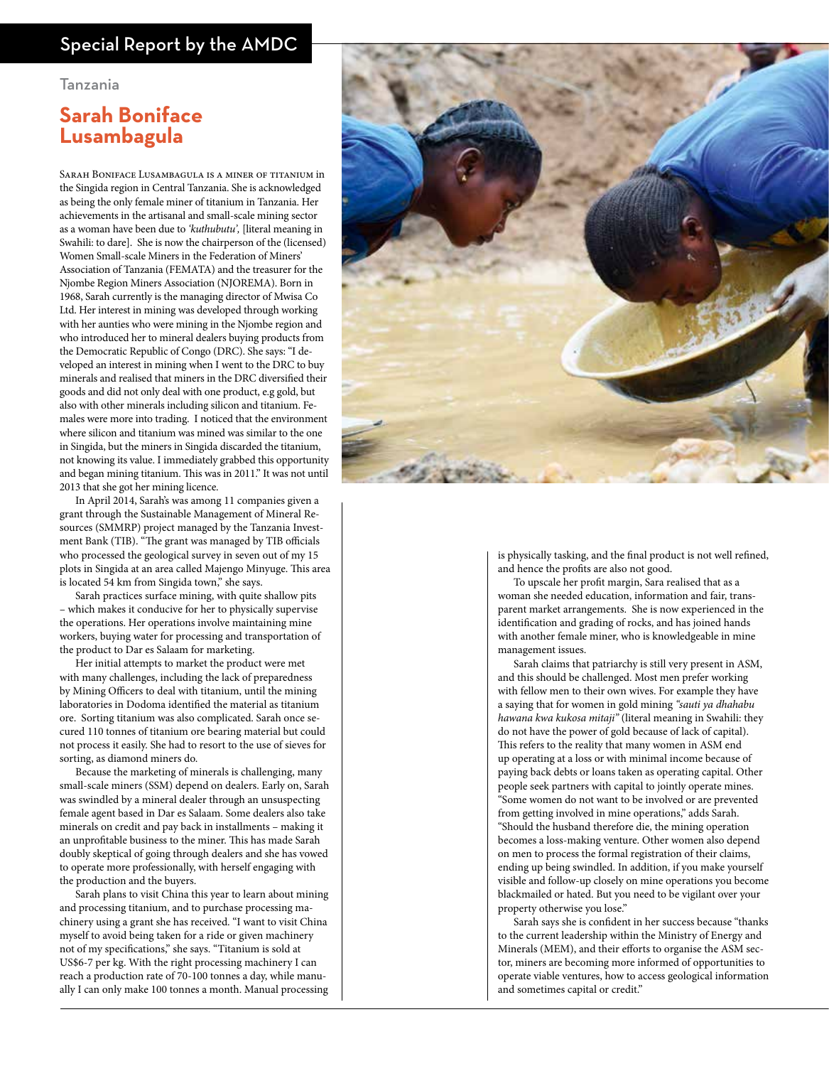Special Report by the AMDC

Tanzania

## Sarah Boniface Lusambagula

Sarah Boniface Lusambagula is a miner of titanium in the Singida region in Central Tanzania. She is acknowledged as being the only female miner of titanium in Tanzania. Her achievements in the artisanal and small-scale mining sector as a woman have been due to *'kuthubutu'*, [literal meaning in Swahili: to dare]. She is now the chairperson of the (licensed) Women Small-scale Miners in the Federation of Miners' Association of Tanzania (FEMATA) and the treasurer for the Njombe Region Miners Association (NJOREMA). Born in 1968, Sarah currently is the managing director of Mwisa Co Ltd. Her interest in mining was developed through working with her aunties who were mining in the Njombe region and who introduced her to mineral dealers buying products from the Democratic Republic of Congo (DRC). She says: "I developed an interest in mining when I went to the DRC to buy minerals and realised that miners in the DRC diversified their goods and did not only deal with one product, e.g gold, but also with other minerals including silicon and titanium. Females were more into trading. I noticed that the environment where silicon and titanium was mined was similar to the one in Singida, but the miners in Singida discarded the titanium, not knowing its value. I immediately grabbed this opportunity and began mining titanium. This was in 2011." It was not until 2013 that she got her mining licence.

In April 2014, Sarah's was among 11 companies given a grant through the Sustainable Management of Mineral Resources (SMMRP) project managed by the Tanzania Investment Bank (TIB). "The grant was managed by TIB officials who processed the geological survey in seven out of my 15 plots in Singida at an area called Majengo Minyuge. This area is located 54 km from Singida town," she says.

Sarah practices surface mining, with quite shallow pits – which makes it conducive for her to physically supervise the operations. Her operations involve maintaining mine workers, buying water for processing and transportation of the product to Dar es Salaam for marketing.

Her initial attempts to market the product were met with many challenges, including the lack of preparedness by Mining Officers to deal with titanium, until the mining laboratories in Dodoma identified the material as titanium ore. Sorting titanium was also complicated. Sarah once secured 110 tonnes of titanium ore bearing material but could not process it easily. She had to resort to the use of sieves for sorting, as diamond miners do.

Because the marketing of minerals is challenging, many small-scale miners (SSM) depend on dealers. Early on, Sarah was swindled by a mineral dealer through an unsuspecting female agent based in Dar es Salaam. Some dealers also take minerals on credit and pay back in installments – making it an unprofitable business to the miner. This has made Sarah doubly skeptical of going through dealers and she has vowed to operate more professionally, with herself engaging with the production and the buyers.

Sarah plans to visit China this year to learn about mining and processing titanium, and to purchase processing machinery using a grant she has received. "I want to visit China myself to avoid being taken for a ride or given machinery not of my specifications," she says. "Titanium is sold at US$6-7 per kg. With the right processing machinery I can reach a production rate of 70-100 tonnes a day, while manually I can only make 100 tonnes a month. Manual processing is physically tasking, and the final product is not well refined, and hence the profits are also not good.

To upscale her profit margin, Sara realised that as a woman she needed education, information and fair, transparent market arrangements. She is now experienced in the identification and grading of rocks, and has joined hands with another female miner, who is knowledgeable in mine management issues.

Sarah claims that patriarchy is still very present in ASM, and this should be challenged. Most men prefer working with fellow men to their own wives. For example they have a saying that for women in gold mining *"sauti ya dhahabu hawana kwa kukosa mitaji"* (literal meaning in Swahili: they do not have the power of gold because of lack of capital). This refers to the reality that many women in ASM end up operating at a loss or with minimal income because of paying back debts or loans taken as operating capital. Other people seek partners with capital to jointly operate mines. "Some women do not want to be involved or are prevented from getting involved in mine operations," adds Sarah. "Should the husband therefore die, the mining operation becomes a loss-making venture. Other women also depend on men to process the formal registration of their claims, ending up being swindled. In addition, if you make yourself visible and follow-up closely on mine operations you become blackmailed or hated. But you need to be vigilant over your property otherwise you lose."

Sarah says she is confident in her success because "thanks to the current leadership within the Ministry of Energy and Minerals (MEM), and their efforts to organise the ASM sector, miners are becoming more informed of opportunities to operate viable ventures, how to access geological information and sometimes capital or credit."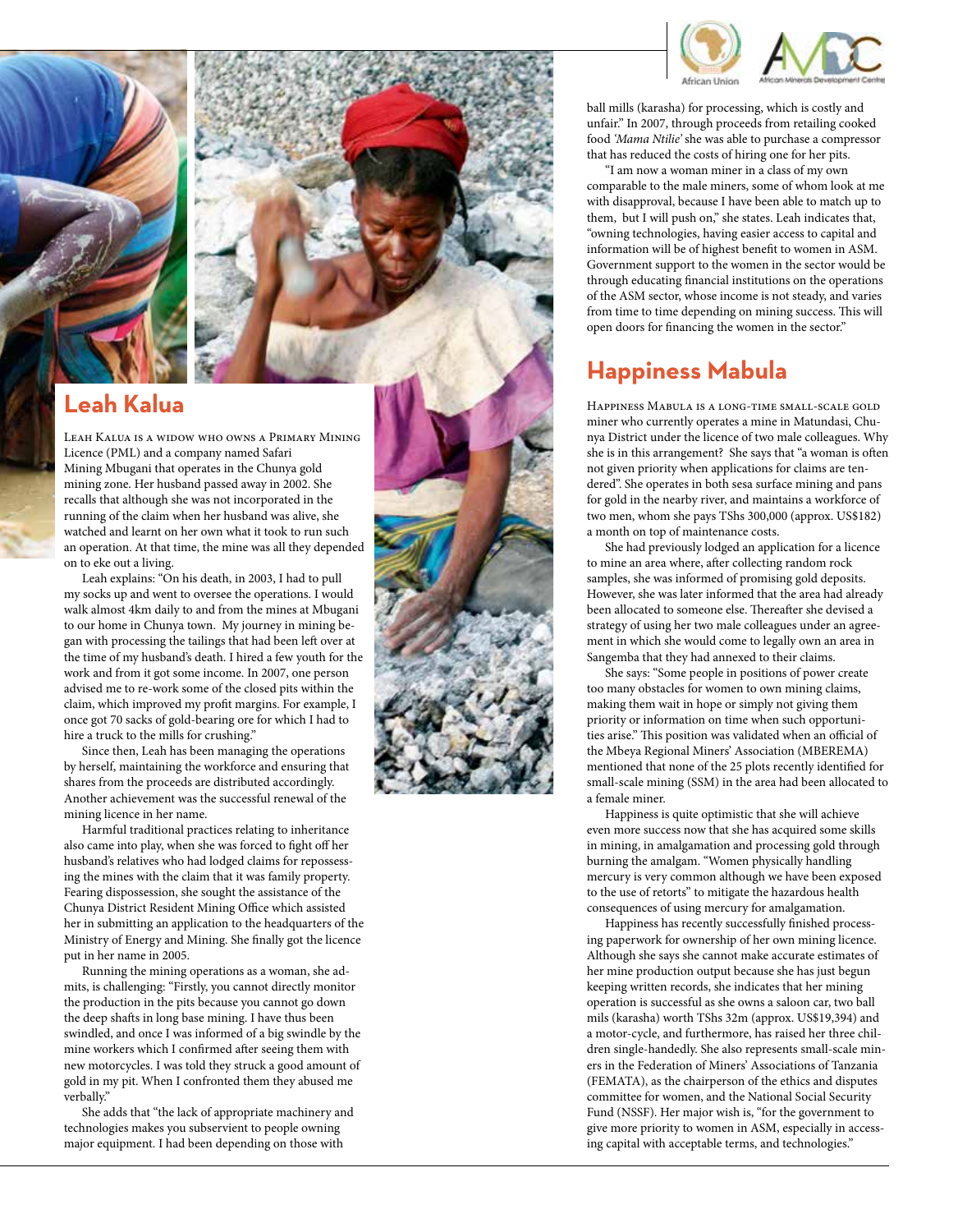## Leah Kalua

Leah Kalua is a widow who owns a Primary Mining Licence (PML) and a company named Safari Mining Mbugani that operates in the Chunya gold mining zone. Her husband passed away in 2002. She recalls that although she was not incorporated in the running of the claim when her husband was alive, she watched and learnt on her own what it took to run such an operation. At that time, the mine was all they depended on to eke out a living.

Leah explains: "On his death, in 2003, I had to pull my socks up and went to oversee the operations. I would walk almost 4km daily to and from the mines at Mbugani to our home in Chunya town. My journey in mining began with processing the tailings that had been left over at the time of my husband's death. I hired a few youth for the work and from it got some income. In 2007, one person advised me to re-work some of the closed pits within the claim, which improved my profit margins. For example, I once got 70 sacks of gold-bearing ore for which I had to hire a truck to the mills for crushing."

Since then, Leah has been managing the operations by herself, maintaining the workforce and ensuring that shares from the proceeds are distributed accordingly. Another achievement was the successful renewal of the mining licence in her name.

Harmful traditional practices relating to inheritance also came into play, when she was forced to fight off her husband's relatives who had lodged claims for repossessing the mines with the claim that it was family property. Fearing dispossession, she sought the assistance of the Chunya District Resident Mining Office which assisted her in submitting an application to the headquarters of the Ministry of Energy and Mining. She finally got the licence put in her name in 2005.

Running the mining operations as a woman, she admits, is challenging: "Firstly, you cannot directly monitor the production in the pits because you cannot go down the deep shafts in long base mining. I have thus been swindled, and once I was informed of a big swindle by the mine workers which I confirmed after seeing them with new motorcycles. I was told they struck a good amount of gold in my pit. When I confronted them they abused me verbally."

She adds that "the lack of appropriate machinery and technologies makes you subservient to people owning major equipment. I had been depending on those with ball mills (karasha) for processing, which is costly and unfair." In 2007, through proceeds from retailing cooked food *'Mama Ntilie'* she was able to purchase a compressor that has reduced the costs of hiring one for her pits.

"I am now a woman miner in a class of my own comparable to the male miners, some of whom look at me with disapproval, because I have been able to match up to them, but I will push on," she states. Leah indicates that, "owning technologies, having easier access to capital and information will be of highest benefit to women in ASM. Government support to the women in the sector would be through educating financial institutions on the operations of the ASM sector, whose income is not steady, and varies from time to time depending on mining success. This will open doors for financing the women in the sector."

## Happiness Mabula

Happiness Mabula is a long-time small-scale gold miner who currently operates a mine in Matundasi, Chunya District under the licence of two male colleagues. Why she is in this arrangement? She says that "a woman is often not given priority when applications for claims are tendered". She operates in both sesa surface mining and pans for gold in the nearby river, and maintains a workforce of two men, whom she pays TShs 300,000 (approx. US$182) a month on top of maintenance costs.

She had previously lodged an application for a licence to mine an area where, after collecting random rock samples, she was informed of promising gold deposits. However, she was later informed that the area had already been allocated to someone else. Thereafter she devised a strategy of using her two male colleagues under an agreement in which she would come to legally own an area in Sangemba that they had annexed to their claims.

She says: "Some people in positions of power create too many obstacles for women to own mining claims, making them wait in hope or simply not giving them priority or information on time when such opportunities arise." This position was validated when an official of the Mbeya Regional Miners' Association (MBEREMA) mentioned that none of the 25 plots recently identified for small-scale mining (SSM) in the area had been allocated to a female miner.

Happiness is quite optimistic that she will achieve even more success now that she has acquired some skills in mining, in amalgamation and processing gold through burning the amalgam. "Women physically handling mercury is very common although we have been exposed to the use of retorts" to mitigate the hazardous health consequences of using mercury for amalgamation.

Happiness has recently successfully finished processing paperwork for ownership of her own mining licence. Although she says she cannot make accurate estimates of her mine production output because she has just begun keeping written records, she indicates that her mining operation is successful as she owns a saloon car, two ball mils (karasha) worth TShs 32m (approx. US$19,394) and a motor-cycle, and furthermore, has raised her three children single-handedly. She also represents small-scale miners in the Federation of Miners' Associations of Tanzania (FEMATA), as the chairperson of the ethics and disputes committee for women, and the National Social Security Fund (NSSF). Her major wish is, "for the government to give more priority to women in ASM, especially in accessing capital with acceptable terms, and technologies."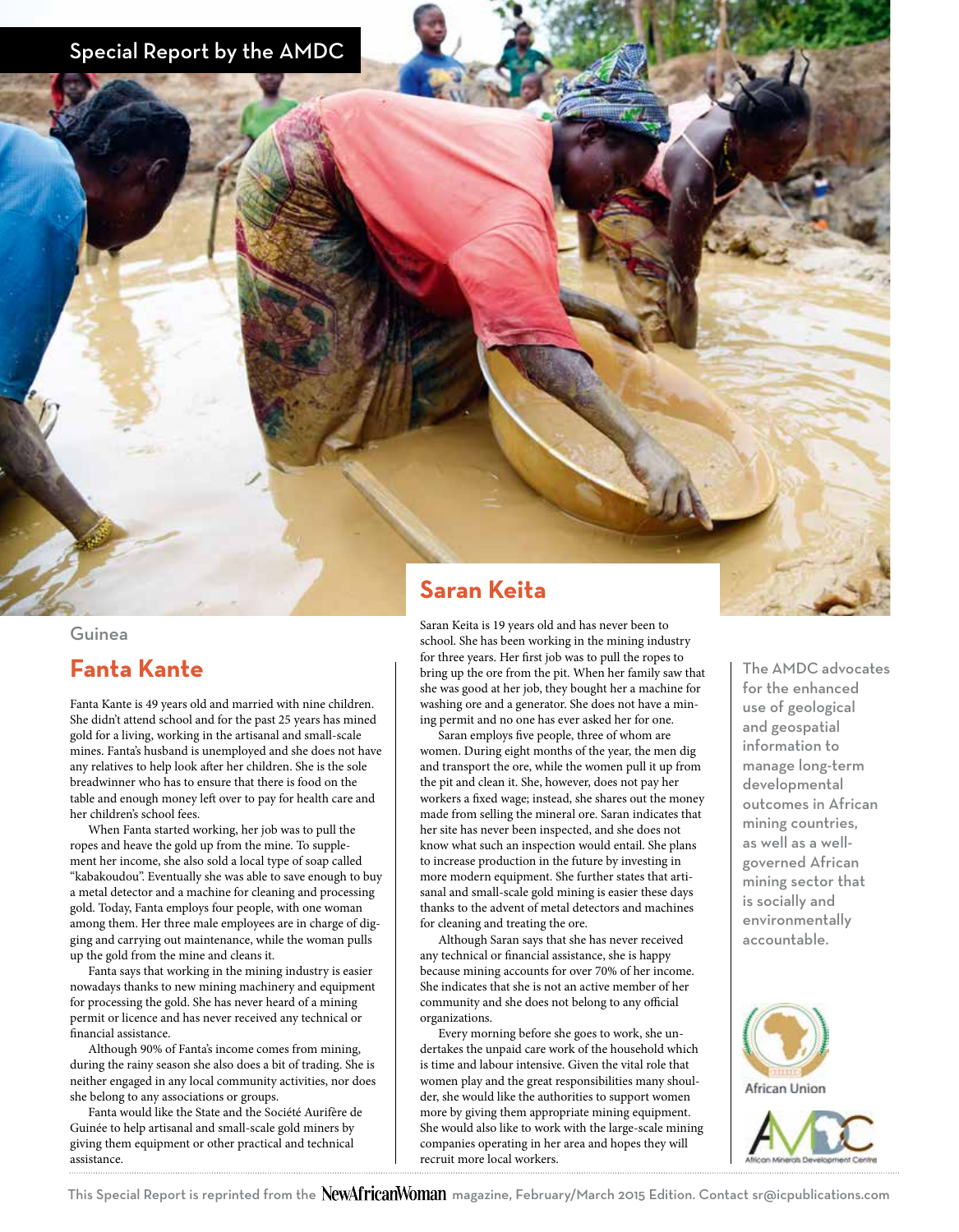Special Report by the AMDC

Guinea

## Fanta Kante

Fanta Kante is 49 years old and married with nine children. She didn't attend school and for the past 25 years has mined gold for a living, working in the artisanal and small-scale mines. Fanta's husband is unemployed and she does not have any relatives to help look after her children. She is the sole breadwinner who has to ensure that there is food on the table and enough money left over to pay for health care and her children's school fees.

When Fanta started working, her job was to pull the ropes and heave the gold up from the mine. To supplement her income, she also sold a local type of soap called "kabakoudou". Eventually she was able to save enough to buy a metal detector and a machine for cleaning and processing gold. Today, Fanta employs four people, with one woman among them. Her three male employees are in charge of digging and carrying out maintenance, while the woman pulls up the gold from the mine and cleans it.

Fanta says that working in the mining industry is easier nowadays thanks to new mining machinery and equipment for processing the gold. She has never heard of a mining permit or licence and has never received any technical or financial assistance.

Although 90% of Fanta's income comes from mining, during the rainy season she also does a bit of trading. She is neither engaged in any local community activities, nor does she belong to any associations or groups.

Fanta would like the State and the Société Aurifère de Guinée to help artisanal and small-scale gold miners by giving them equipment or other practical and technical assistance.

## Saran Keita

Saran Keita is 19 years old and has never been to school. She has been working in the mining industry for three years. Her first job was to pull the ropes to bring up the ore from the pit. When her family saw that she was good at her job, they bought her a machine for washing ore and a generator. She does not have a mining permit and no one has ever asked her for one.

Saran employs five people, three of whom are women. During eight months of the year, the men dig and transport the ore, while the women pull it up from the pit and clean it. She, however, does not pay her workers a fixed wage; instead, she shares out the money made from selling the mineral ore. Saran indicates that her site has never been inspected, and she does not know what such an inspection would entail. She plans to increase production in the future by investing in more modern equipment. She further states that artisanal and small-scale gold mining is easier these days thanks to the advent of metal detectors and machines for cleaning and treating the ore.

Although Saran says that she has never received any technical or financial assistance, she is happy because mining accounts for over 70% of her income. She indicates that she is not an active member of her community and she does not belong to any official organizations.

Every morning before she goes to work, she undertakes the unpaid care work of the household which is time and labour intensive. Given the vital role that women play and the great responsibilities many shoulder, she would like the authorities to support women more by giving them appropriate mining equipment. She would also like to work with the large-scale mining companies operating in her area and hopes they will recruit more local workers.

The AMDC advocates for the enhanced use of geological and geospatial information to manage long-term developmental outcomes in African mining countries, as well as a well-governed African mining sector that is socially and environmentally accountable.

African Union

African Minerals Development Centre

This Special Report is reprinted from the NewAfricanWoman magazine, February/March 2015 Edition. Contact sr@icpublications.com